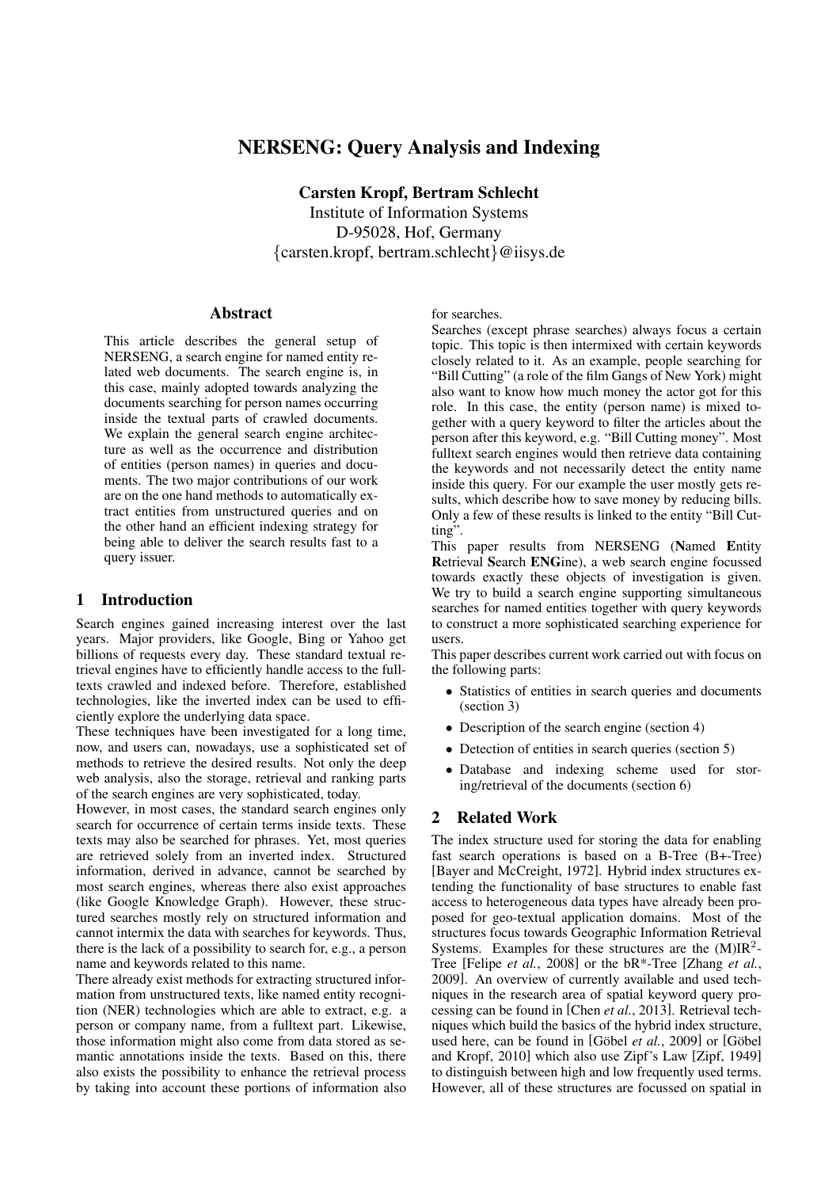# NERSENG: Query Analysis and Indexing

**Carsten Kropf, Bertram Schlecht**
Institute of Information Systems
D-95028, Hof, Germany
{carsten.kropf, bertram.schlecht}@iisys.de

## Abstract

This article describes the general setup of NERSENG, a search engine for named entity related web documents. The search engine is, in this case, mainly adopted towards analyzing the documents searching for person names occurring inside the textual parts of crawled documents. We explain the general search engine architecture as well as the occurrence and distribution of entities (person names) in queries and documents. The two major contributions of our work are on the one hand methods to automatically extract entities from unstructured queries and on the other hand an efficient indexing strategy for being able to deliver the search results fast to a query issuer.

## 1 Introduction

Search engines gained increasing interest over the last years. Major providers, like Google, Bing or Yahoo get billions of requests every day. These standard textual retrieval engines have to efficiently handle access to the full-texts crawled and indexed before. Therefore, established technologies, like the inverted index can be used to efficiently explore the underlying data space.

These techniques have been investigated for a long time, now, and users can, nowadays, use a sophisticated set of methods to retrieve the desired results. Not only the deep web analysis, also the storage, retrieval and ranking parts of the search engines are very sophisticated, today.

However, in most cases, the standard search engines only search for occurrence of certain terms inside texts. These texts may also be searched for phrases. Yet, most queries are retrieved solely from an inverted index. Structured information, derived in advance, cannot be searched by most search engines, whereas there also exist approaches (like Google Knowledge Graph). However, these structured searches mostly rely on structured information and cannot intermix the data with searches for keywords. Thus, there is the lack of a possibility to search for, e.g., a person name and keywords related to this name.

There already exist methods for extracting structured information from unstructured texts, like named entity recognition (NER) technologies which are able to extract, e.g. a person or company name, from a fulltext part. Likewise, those information might also come from data stored as semantic annotations inside the texts. Based on this, there also exists the possibility to enhance the retrieval process by taking into account these portions of information also for searches.

Searches (except phrase searches) always focus a certain topic. This topic is then intermixed with certain keywords closely related to it. As an example, people searching for "Bill Cutting" (a role of the film Gangs of New York) might also want to know how much money the actor got for this role. In this case, the entity (person name) is mixed together with a query keyword to filter the articles about the person after this keyword, e.g. "Bill Cutting money". Most fulltext search engines would then retrieve data containing the keywords and not necessarily detect the entity name inside this query. For our example the user mostly gets results, which describe how to save money by reducing bills. Only a few of these results is linked to the entity "Bill Cutting".

This paper results from NERSENG (**N**amed **E**ntity **R**etrieval **S**earch **ENG**ine), a web search engine focussed towards exactly these objects of investigation is given. We try to build a search engine supporting simultaneous searches for named entities together with query keywords to construct a more sophisticated searching experience for users.

This paper describes current work carried out with focus on the following parts:

- Statistics of entities in search queries and documents (section 3)
- Description of the search engine (section 4)
- Detection of entities in search queries (section 5)
- Database and indexing scheme used for storing/retrieval of the documents (section 6)

## 2 Related Work

The index structure used for storing the data for enabling fast search operations is based on a B-Tree (B+-Tree) [Bayer and McCreight, 1972]. Hybrid index structures extending the functionality of base structures to enable fast access to heterogeneous data types have already been proposed for geo-textual application domains. Most of the structures focus towards Geographic Information Retrieval Systems. Examples for these structures are the (M)IR$^2$-Tree [Felipe *et al.*, 2008] or the bR*-Tree [Zhang *et al.*, 2009]. An overview of currently available and used techniques in the research area of spatial keyword query processing can be found in [Chen *et al.*, 2013]. Retrieval techniques which build the basics of the hybrid index structure, used here, can be found in [Göbel *et al.*, 2009] or [Göbel and Kropf, 2010] which also use Zipf's Law [Zipf, 1949] to distinguish between high and low frequently used terms. However, all of these structures are focussed on spatial in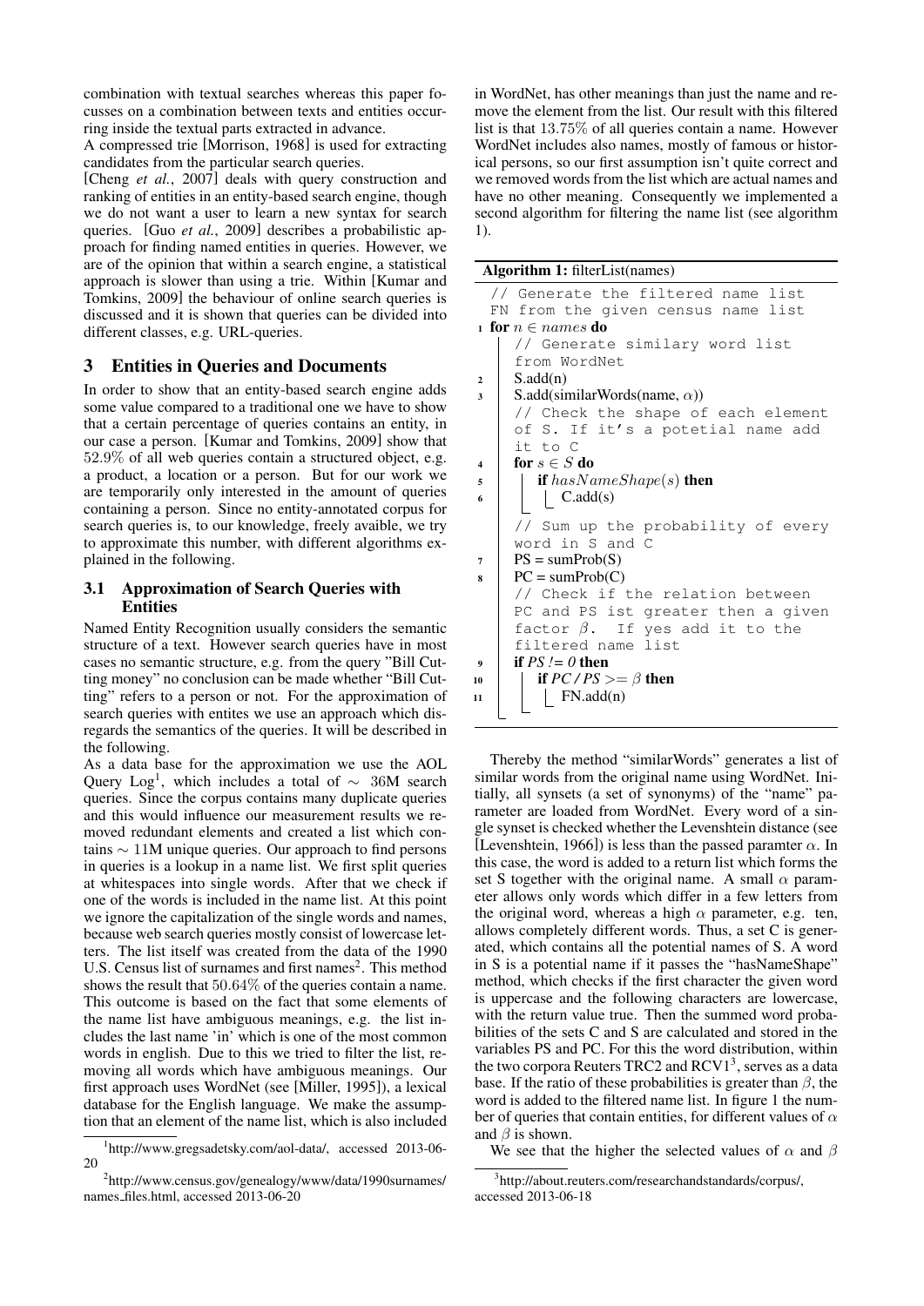combination with textual searches whereas this paper focusses on a combination between texts and entities occurring inside the textual parts extracted in advance.

A compressed trie [Morrison, 1968] is used for extracting candidates from the particular search queries.

[Cheng *et al.*, 2007] deals with query construction and ranking of entities in an entity-based search engine, though we do not want a user to learn a new syntax for search queries. [Guo *et al.*, 2009] describes a probabilistic approach for finding named entities in queries. However, we are of the opinion that within a search engine, a statistical approach is slower than using a trie. Within [Kumar and Tomkins, 2009] the behaviour of online search queries is discussed and it is shown that queries can be divided into different classes, e.g. URL-queries.

## 3 Entities in Queries and Documents

In order to show that an entity-based search engine adds some value compared to a traditional one we have to show that a certain percentage of queries contains an entity, in our case a person. [Kumar and Tomkins, 2009] show that 52.9% of all web queries contain a structured object, e.g. a product, a location or a person. But for our work we are temporarily only interested in the amount of queries containing a person. Since no entity-annotated corpus for search queries is, to our knowledge, freely avaible, we try to approximate this number, with different algorithms explained in the following.

### 3.1 Approximation of Search Queries with Entities

Named Entity Recognition usually considers the semantic structure of a text. However search queries have in most cases no semantic structure, e.g. from the query "Bill Cutting money" no conclusion can be made whether "Bill Cutting" refers to a person or not. For the approximation of search queries with entites we use an approach which disregards the semantics of the queries. It will be described in the following.

As a data base for the approximation we use the AOL Query Log[1], which includes a total of $\sim$ 36M search queries. Since the corpus contains many duplicate queries and this would influence our measurement results we removed redundant elements and created a list which contains $\sim$ 11M unique queries. Our approach to find persons in queries is a lookup in a name list. We first split queries at whitespaces into single words. After that we check if one of the words is included in the name list. At this point we ignore the capitalization of the single words and names, because web search queries mostly consist of lowercase letters. The list itself was created from the data of the 1990 U.S. Census list of surnames and first names[2]. This method shows the result that 50.64% of the queries contain a name. This outcome is based on the fact that some elements of the name list have ambiguous meanings, e.g. the list includes the last name 'in' which is one of the most common words in english. Due to this we tried to filter the list, removing all words which have ambiguous meanings. Our first approach uses WordNet (see [Miller, 1995]), a lexical database for the English language. We make the assumption that an element of the name list, which is also included in WordNet, has other meanings than just the name and remove the element from the list. Our result with this filtered list is that 13.75% of all queries contain a name. However WordNet includes also names, mostly of famous or historical persons, so our first assumption isn't quite correct and we removed words from the list which are actual names and have no other meaning. Consequently we implemented a second algorithm for filtering the name list (see algorithm 1).

**Algorithm 1:** filterList(names)

```
   // Generate the filtered name list
   FN from the given census name list
1  for n ∈ names do
      // Generate similary word list
      from WordNet
2     S.add(n)
3     S.add(similarWords(name, α))
      // Check the shape of each element
      of S. If it's a potetial name add
      it to C
4     for s ∈ S do
5        if hasNameShape(s) then
6           C.add(s)
      // Sum up the probability of every
      word in S and C
7     PS = sumProb(S)
8     PC = sumProb(C)
      // Check if the relation between
      PC and PS ist greater then a given
      factor β. If yes add it to the
      filtered name list
9     if PS != 0 then
10       if PC / PS >= β then
11          FN.add(n)
```

Thereby the method "similarWords" generates a list of similar words from the original name using WordNet. Initially, all synsets (a set of synonyms) of the "name" parameter are loaded from WordNet. Every word of a single synset is checked whether the Levenshtein distance (see [Levenshtein, 1966]) is less than the passed paramter $\alpha$. In this case, the word is added to a return list which forms the set S together with the original name. A small $\alpha$ parameter allows only words which differ in a few letters from the original word, whereas a high $\alpha$ parameter, e.g. ten, allows completely different words. Thus, a set C is generated, which contains all the potential names of S. A word in S is a potential name if it passes the "hasNameShape" method, which checks if the first character the given word is uppercase and the following characters are lowercase, with the return value true. Then the summed word probabilities of the sets C and S are calculated and stored in the variables PS and PC. For this the word distribution, within the two corpora Reuters TRC2 and RCV1[3], serves as a data base. If the ratio of these probabilities is greater than $\beta$, the word is added to the filtered name list. In figure 1 the number of queries that contain entities, for different values of $\alpha$ and $\beta$ is shown.

We see that the higher the selected values of $\alpha$ and $\beta$

[1] http://www.gregsadetsky.com/aol-data/, accessed 2013-06-20

[2] http://www.census.gov/genealogy/www/data/1990surnames/names_files.html, accessed 2013-06-20

[3] http://about.reuters.com/researchandstandards/corpus/, accessed 2013-06-18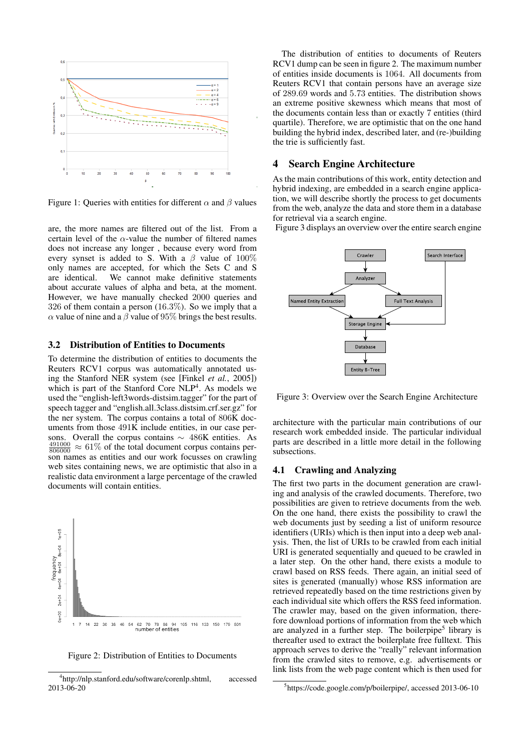Figure 1: Queries with entities for different $\alpha$ and $\beta$ values

are, the more names are filtered out of the list. From a certain level of the $\alpha$-value the number of filtered names does not increase any longer , because every word from every synset is added to S. With a $\beta$ value of 100% only names are accepted, for which the Sets C and S are identical. We cannot make definitive statements about accurate values of alpha and beta, at the moment. However, we have manually checked 2000 queries and 326 of them contain a person (16.3%). So we imply that a $\alpha$ value of nine and a $\beta$ value of 95% brings the best results.

### 3.2 Distribution of Entities to Documents

To determine the distribution of entities to documents the Reuters RCV1 corpus was automatically annotated using the Stanford NER system (see [Finkel *et al.*, 2005]) which is part of the Stanford Core NLP[4]. As models we used the "english-left3words-distsim.tagger" for the part of speech tagger and "english.all.3class.distsim.crf.ser.gz" for the ner system. The corpus contains a total of 806K documents from those 491K include entities, in our case persons. Overall the corpus contains $\sim$ 486K entities. As $\frac{491000}{806000} \approx 61\%$ of the total document corpus contains person names as entities and our work focusses on crawling web sites containing news, we are optimistic that also in a realistic data environment a large percentage of the crawled documents will contain entities.

Figure 2: Distribution of Entities to Documents

[4]http://nlp.stanford.edu/software/corenlp.shtml, accessed 2013-06-20

The distribution of entities to documents of Reuters RCV1 dump can be seen in figure 2. The maximum number of entities inside documents is 1064. All documents from Reuters RCV1 that contain persons have an average size of 289.69 words and 5.73 entities. The distribution shows an extreme positive skewness which means that most of the documents contain less than or exactly 7 entities (third quartile). Therefore, we are optimistic that on the one hand building the hybrid index, described later, and (re-)building the trie is sufficiently fast.

## 4 Search Engine Architecture

As the main contributions of this work, entity detection and hybrid indexing, are embedded in a search engine application, we will describe shortly the process to get documents from the web, analyze the data and store them in a database for retrieval via a search engine.

Figure 3 displays an overview over the entire search engine

Figure 3: Overview over the Search Engine Architecture

architecture with the particular main contributions of our research work embedded inside. The particular individual parts are described in a little more detail in the following subsections.

### 4.1 Crawling and Analyzing

The first two parts in the document generation are crawling and analysis of the crawled documents. Therefore, two possibilities are given to retrieve documents from the web. On the one hand, there exists the possibility to crawl the web documents just by seeding a list of uniform resource identifiers (URIs) which is then input into a deep web analysis. Then, the list of URIs to be crawled from each initial URI is generated sequentially and queued to be crawled in a later step. On the other hand, there exists a module to crawl based on RSS feeds. There again, an initial seed of sites is generated (manually) whose RSS information are retrieved repeatedly based on the time restrictions given by each individual site which offers the RSS feed information. The crawler may, based on the given information, therefore download portions of information from the web which are analyzed in a further step. The boilerpipe[5] library is thereafter used to extract the boilerplate free fulltext. This approach serves to derive the "really" relevant information from the crawled sites to remove, e.g. advertisements or link lists from the web page content which is then used for

[5]https://code.google.com/p/boilerpipe/, accessed 2013-06-10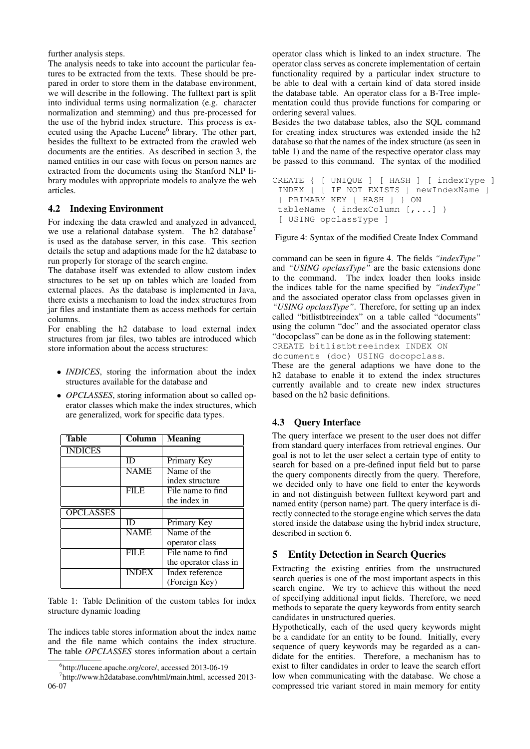further analysis steps.

The analysis needs to take into account the particular features to be extracted from the texts. These should be prepared in order to store them in the database environment, we will describe in the following. The fulltext part is split into individual terms using normalization (e.g. character normalization and stemming) and thus pre-processed for the use of the hybrid index structure. This process is executed using the Apache Lucene[6] library. The other part, besides the fulltext to be extracted from the crawled web documents are the entities. As described in section 3, the named entities in our case with focus on person names are extracted from the documents using the Stanford NLP library modules with appropriate models to analyze the web articles.

### 4.2 Indexing Environment

For indexing the data crawled and analyzed in advanced, we use a relational database system. The h2 database[7] is used as the database server, in this case. This section details the setup and adaptions made for the h2 database to run properly for storage of the search engine.

The database itself was extended to allow custom index structures to be set up on tables which are loaded from external places. As the database is implemented in Java, there exists a mechanism to load the index structures from jar files and instantiate them as access methods for certain columns.

For enabling the h2 database to load external index structures from jar files, two tables are introduced which store information about the access structures:

- *INDICES*, storing the information about the index structures available for the database and
- *OPCLASSES*, storing information about so called operator classes which make the index structures, which are generalized, work for specific data types.

| Table | Column | Meaning |
|---|---|---|
| INDICES | | |
| | ID | Primary Key |
| | NAME | Name of the index structure |
| | FILE | File name to find the index in |
| OPCLASSES | | |
| | ID | Primary Key |
| | NAME | Name of the operator class |
| | FILE | File name to find the operator class in |
| | INDEX | Index reference (Foreign Key) |

Table 1: Table Definition of the custom tables for index structure dynamic loading

The indices table stores information about the index name and the file name which contains the index structure. The table *OPCLASSES* stores information about a certain operator class which is linked to an index structure. The operator class serves as concrete implementation of certain functionality required by a particular index structure to be able to deal with a certain kind of data stored inside the database table. An operator class for a B-Tree implementation could thus provide functions for comparing or ordering several values.

Besides the two database tables, also the SQL command for creating index structures was extended inside the h2 database so that the names of the index structure (as seen in table 1) and the name of the respective operator class may be passed to this command. The syntax of the modified

```
CREATE { [ UNIQUE ] [ HASH ] [ indexType ]
 INDEX [ [ IF NOT EXISTS ] newIndexName ]
 | PRIMARY KEY [ HASH ] } ON
 tableName ( indexColumn [,...] )
 [ USING opclassType ]
```

Figure 4: Syntax of the modified Create Index Command

command can be seen in figure 4. The fields *"indexType"* and *"USING opclassType"* are the basic extensions done to the command. The index loader then looks inside the indices table for the name specified by *"indexType"* and the associated operator class from opclasses given in *"USING opclassType"*. Therefore, for setting up an index called "bitlistbtreeindex" on a table called "documents" using the column "doc" and the associated operator class "docopclass" can be done as in the following statement:
`CREATE bitlistbtreeindex INDEX ON documents (doc) USING docopclass.`

These are the general adaptions we have done to the h2 database to enable it to extend the index structures currently available and to create new index structures based on the h2 basic definitions.

### 4.3 Query Interface

The query interface we present to the user does not differ from standard query interfaces from retrieval engines. Our goal is not to let the user select a certain type of entity to search for based on a pre-defined input field but to parse the query components directly from the query. Therefore, we decided only to have one field to enter the keywords in and not distinguish between fulltext keyword part and named entity (person name) part. The query interface is directly connected to the storage engine which serves the data stored inside the database using the hybrid index structure, described in section 6.

## 5 Entity Detection in Search Queries

Extracting the existing entities from the unstructured search queries is one of the most important aspects in this search engine. We try to achieve this without the need of specifying additional input fields. Therefore, we need methods to separate the query keywords from entity search candidates in unstructured queries.

Hypothetically, each of the used query keywords might be a candidate for an entity to be found. Initially, every sequence of query keywords may be regarded as a candidate for the entities. Therefore, a mechanism has to exist to filter candidates in order to leave the search effort low when communicating with the database. We chose a compressed trie variant stored in main memory for entity

[6] http://lucene.apache.org/core/, accessed 2013-06-19

[7] http://www.h2database.com/html/main.html, accessed 2013-06-07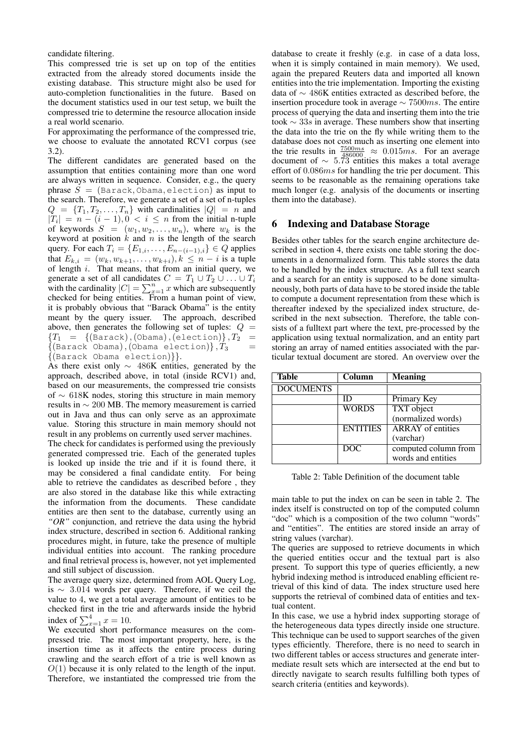candidate filtering.

This compressed trie is set up on top of the entities extracted from the already stored documents inside the existing database. This structure might also be used for auto-completion functionalities in the future. Based on the document statistics used in our test setup, we built the compressed trie to determine the resource allocation inside a real world scenario.

For approximating the performance of the compressed trie, we choose to evaluate the annotated RCV1 corpus (see 3.2).

The different candidates are generated based on the assumption that entities containing more than one word are always written in sequence. Consider, e.g., the query phrase $S = (\texttt{Barack}, \texttt{Obama}, \texttt{election})$ as input to the search. Therefore, we generate a set of a set of n-tuples $Q = \{T_1, T_2, \ldots, T_n\}$ with cardinalities $|Q| = n$ and $|T_i| = n - (i-1), 0 < i \leq n$ from the initial n-tuple of keywords $S = (w_1, w_2, \ldots, w_n)$, where $w_k$ is the keyword at position $k$ and $n$ is the length of the search query. For each $T_i = \{E_{1,i}, \ldots, E_{n-(i-1),i}\} \in Q$ applies that $E_{k,i} = (w_k, w_{k+1}, \ldots, w_{k+i}), k \leq n - i$ is a tuple of length $i$. That means, that from an initial query, we generate a set of all candidates $C = T_1 \cup T_2 \cup \ldots \cup T_i$ with the cardinality $|C| = \sum_{x=1}^{n} x$ which are subsequently checked for being entities. From a human point of view, it is probably obvious that "Barack Obama" is the entity meant by the query issuer. The approach, described above, then generates the following set of tuples: $Q = \{T_1 = \{(\texttt{Barack}), (\texttt{Obama}), (\texttt{election})\}, T_2 = \{(\texttt{Barack Obama}), (\texttt{Obama election})\}, T_3 = \{(\texttt{Barack Obama election})\}\}$.

As there exist only $\sim$ 486K entities, generated by the approach, described above, in total (inside RCV1) and, based on our measurements, the compressed trie consists of $\sim$ 618K nodes, storing this structure in main memory results in $\sim$ 200 MB. The memory measurement is carried out in Java and thus can only serve as an approximate value. Storing this structure in main memory should not result in any problems on currently used server machines.

The check for candidates is performed using the previously generated compressed trie. Each of the generated tuples is looked up inside the trie and if it is found there, it may be considered a final candidate entity. For being able to retrieve the candidates as described before , they are also stored in the database like this while extracting the information from the documents. These candidate entities are then sent to the database, currently using an ***"OR"*** conjunction, and retrieve the data using the hybrid index structure, described in section 6. Additional ranking procedures might, in future, take the presence of multiple individual entities into account. The ranking procedure and final retrieval process is, however, not yet implemented and still subject of discussion.

The average query size, determined from AOL Query Log, is $\sim$ 3.014 words per query. Therefore, if we ceil the value to 4, we get a total average amount of entities to be checked first in the trie and afterwards inside the hybrid index of $\sum_{x=1}^{4} x = 10$.

We executed short performance measures on the compressed trie. The most important property, here, is the insertion time as it affects the entire process during crawling and the search effort of a trie is well known as $O(1)$ because it is only related to the length of the input. Therefore, we instantiated the compressed trie from the database to create it freshly (e.g. in case of a data loss, when it is simply contained in main memory). We used, again the prepared Reuters data and imported all known entities into the trie implementation. Importing the existing data of $\sim$ 486K entities extracted as described before, the insertion procedure took in average $\sim 7500ms$. The entire process of querying the data and inserting them into the trie took $\sim 33s$ in average. These numbers show that inserting the data into the trie on the fly while writing them to the database does not cost much as inserting one element into the trie results in $\frac{7500ms}{486000} \approx 0.015ms$. For an average document of $\sim$ 5.73 entities this makes a total average effort of $0.086ms$ for handling the trie per document. This seems to be reasonable as the remaining operations take much longer (e.g. analysis of the documents or inserting them into the database).

## 6 Indexing and Database Storage

Besides other tables for the search engine architecture described in section 4, there exists one table storing the documents in a denormalized form. This table stores the data to be handled by the index structure. As a full text search and a search for an entity is supposed to be done simultaneously, both parts of data have to be stored inside the table to compute a document representation from these which is thereafter indexed by the specialized index structure, described in the next subsection. Therefore, the table consists of a fulltext part where the text, pre-processed by the application using textual normalization, and an entity part storing an array of named entities associated with the particular textual document are stored. An overview over the main table to put the index on can be seen in table 2. The index itself is constructed on top of the computed column "doc" which is a composition of the two column "words" and "entities". The entities are stored inside an array of string values (varchar).

| Table | Column | Meaning |
|---|---|---|
| DOCUMENTS | | |
| | ID | Primary Key |
| | WORDS | TXT object (normalized words) |
| | ENTITIES | ARRAY of entities (varchar) |
| | DOC | computed column from words and entities |

Table 2: Table Definition of the document table

The queries are supposed to retrieve documents in which the queried entities occur and the textual part is also present. To support this type of queries efficiently, a new hybrid indexing method is introduced enabling efficient retrieval of this kind of data. The index structure used here supports the retrieval of combined data of entities and textual content.

In this case, we use a hybrid index supporting storage of the heterogeneous data types directly inside one structure. This technique can be used to support searches of the given types efficiently. Therefore, there is no need to search in two different tables or access structures and generate intermediate result sets which are intersected at the end but to directly navigate to search results fulfilling both types of search criteria (entities and keywords).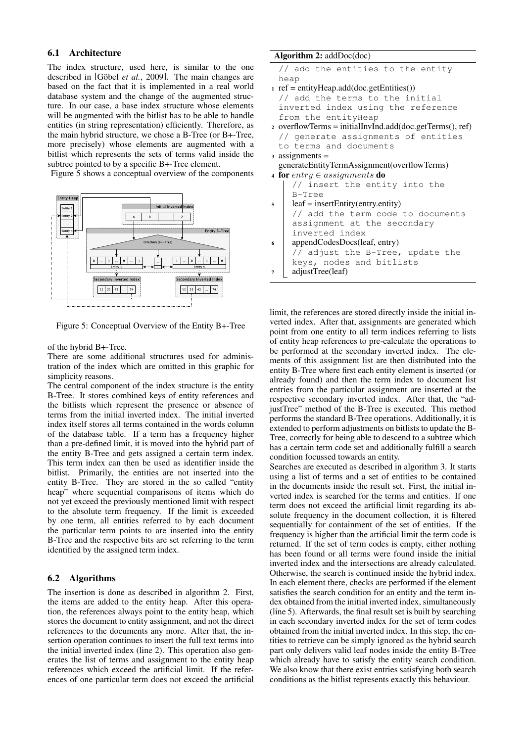### 6.1 Architecture

The index structure, used here, is similar to the one described in [Göbel *et al.*, 2009]. The main changes are based on the fact that it is implemented in a real world database system and the change of the augmented structure. In our case, a base index structure whose elements will be augmented with the bitlist has to be able to handle entities (in string representation) efficiently. Therefore, as the main hybrid structure, we chose a B-Tree (or B+-Tree, more precisely) whose elements are augmented with a bitlist which represents the sets of terms valid inside the subtree pointed to by a specific B+-Tree element.

Figure 5 shows a conceptual overview of the components of the hybrid B+-Tree.

Figure 5: Conceptual Overview of the Entity B+-Tree

There are some additional structures used for administration of the index which are omitted in this graphic for simplicity reasons.

The central component of the index structure is the entity B-Tree. It stores combined keys of entity references and the bitlists which represent the presence or absence of terms from the initial inverted index. The initial inverted index itself stores all terms contained in the words column of the database table. If a term has a frequency higher than a pre-defined limit, it is moved into the hybrid part of the entity B-Tree and gets assigned a certain term index. This term index can then be used as identifier inside the bitlist. Primarily, the entities are not inserted into the entity B-Tree. They are stored in the so called "entity heap" where sequential comparisons of items which do not yet exceed the previously mentioned limit with respect to the absolute term frequency. If the limit is exceeded by one term, all entities referred to by each document the particular term points to are inserted into the entity B-Tree and the respective bits are set referring to the term identified by the assigned term index.

### 6.2 Algorithms

The insertion is done as described in algorithm 2. First, the items are added to the entity heap. After this operation, the references always point to the entity heap, which stores the document to entity assignment, and not the direct references to the documents any more. After that, the insertion operation continues to insert the full text terms into the initial inverted index (line 2). This operation also generates the list of terms and assignment to the entity heap references which exceed the artificial limit. If the references of one particular term does not exceed the artificial limit, the references are stored directly inside the initial inverted index. After that, assignments are generated which point from one entity to all term indices referring to lists of entity heap references to pre-calculate the operations to be performed at the secondary inverted index. The elements of this assignment list are then distributed into the entity B-Tree where first each entity element is inserted (or already found) and then the term index to document list entries from the particular assignment are inserted at the respective secondary inverted index. After that, the "adjustTree" method of the B-Tree is executed. This method performs the standard B-Tree operations. Additionally, it is extended to perform adjustments on bitlists to update the B-Tree, correctly for being able to descend to a subtree which has a certain term code set and additionally fulfill a search condition focussed towards an entity.

**Algorithm 2:** addDoc(doc)

```
   // add the entities to the entity heap
1  ref = entityHeap.add(doc.getEntities())
   // add the terms to the initial inverted index using the reference from the entityHeap
2  overflowTerms = initialInvInd.add(doc.getTerms(), ref)
   // generate assignments of entities to terms and documents
3  assignments = generateEntityTermAssignment(overflowTerms)
4  for entry ∈ assignments do
       // insert the entity into the B-Tree
5      leaf = insertEntity(entry.entity)
       // add the term code to documents assignment at the secondary inverted index
6      appendCodesDocs(leaf, entry)
       // adjust the B-Tree, update the keys, nodes and bitlists
7      adjustTree(leaf)
```

Searches are executed as described in algorithm 3. It starts using a list of terms and a set of entities to be contained in the documents inside the result set. First, the initial inverted index is searched for the terms and entities. If one term does not exceed the artificial limit regarding its absolute frequency in the document collection, it is filtered sequentially for containment of the set of entities. If the frequency is higher than the artificial limit the term code is returned. If the set of term codes is empty, either nothing has been found or all terms were found inside the initial inverted index and the intersections are already calculated. Otherwise, the search is continued inside the hybrid index. In each element there, checks are performed if the element satisfies the search condition for an entity and the term index obtained from the initial inverted index, simultaneously (line 5). Afterwards, the final result set is built by searching in each secondary inverted index for the set of term codes obtained from the initial inverted index. In this step, the entities to retrieve can be simply ignored as the hybrid search part only delivers valid leaf nodes inside the entity B-Tree which already have to satisfy the entity search condition. We also know that there exist entries satisfying both search conditions as the bitlist represents exactly this behaviour.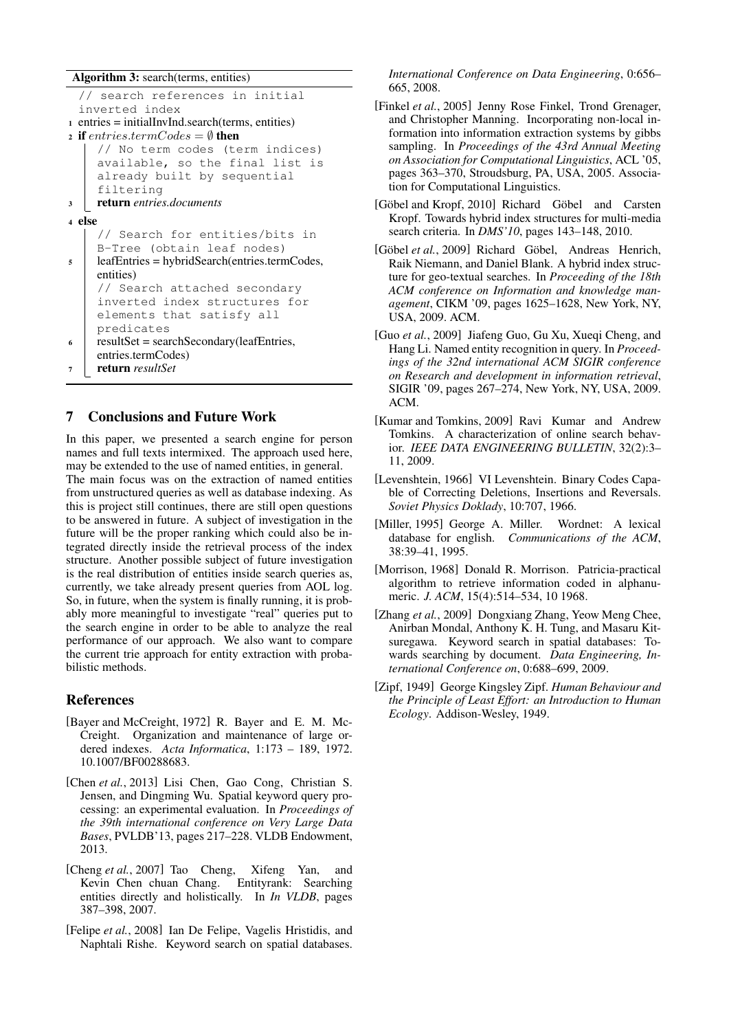**Algorithm 3:** search(terms, entities)

```
// search references in initial inverted index
1 entries = initialInvInd.search(terms, entities)
2 if entries.termCodes = ∅ then
      // No term codes (term indices) available, so the final list is already built by sequential filtering
3     return entries.documents
4 else
      // Search for entities/bits in B-Tree (obtain leaf nodes)
5     leafEntries = hybridSearch(entries.termCodes, entities)
      // Search attached secondary inverted index structures for elements that satisfy all predicates
6     resultSet = searchSecondary(leafEntries, entries.termCodes)
7     return resultSet
```

## 7 Conclusions and Future Work

In this paper, we presented a search engine for person names and full texts intermixed. The approach used here, may be extended to the use of named entities, in general. The main focus was on the extraction of named entities from unstructured queries as well as database indexing. As this is project still continues, there are still open questions to be answered in future. A subject of investigation in the future will be the proper ranking which could also be integrated directly inside the retrieval process of the index structure. Another possible subject of future investigation is the real distribution of entities inside search queries as, currently, we take already present queries from AOL log. So, in future, when the system is finally running, it is probably more meaningful to investigate "real" queries put to the search engine in order to be able to analyze the real performance of our approach. We also want to compare the current trie approach for entity extraction with probabilistic methods.

## References

[Bayer and McCreight, 1972] R. Bayer and E. M. McCreight. Organization and maintenance of large ordered indexes. *Acta Informatica*, 1:173 – 189, 1972. 10.1007/BF00288683.

[Chen *et al.*, 2013] Lisi Chen, Gao Cong, Christian S. Jensen, and Dingming Wu. Spatial keyword query processing: an experimental evaluation. In *Proceedings of the 39th international conference on Very Large Data Bases*, PVLDB'13, pages 217–228. VLDB Endowment, 2013.

[Cheng *et al.*, 2007] Tao Cheng, Xifeng Yan, and Kevin Chen chuan Chang. Entityrank: Searching entities directly and holistically. In *In VLDB*, pages 387–398, 2007.

[Felipe *et al.*, 2008] Ian De Felipe, Vagelis Hristidis, and Naphtali Rishe. Keyword search on spatial databases. *International Conference on Data Engineering*, 0:656–665, 2008.

[Finkel *et al.*, 2005] Jenny Rose Finkel, Trond Grenager, and Christopher Manning. Incorporating non-local information into information extraction systems by gibbs sampling. In *Proceedings of the 43rd Annual Meeting on Association for Computational Linguistics*, ACL '05, pages 363–370, Stroudsburg, PA, USA, 2005. Association for Computational Linguistics.

[Göbel and Kropf, 2010] Richard Göbel and Carsten Kropf. Towards hybrid index structures for multi-media search criteria. In *DMS'10*, pages 143–148, 2010.

[Göbel *et al.*, 2009] Richard Göbel, Andreas Henrich, Raik Niemann, and Daniel Blank. A hybrid index structure for geo-textual searches. In *Proceeding of the 18th ACM conference on Information and knowledge management*, CIKM '09, pages 1625–1628, New York, NY, USA, 2009. ACM.

[Guo *et al.*, 2009] Jiafeng Guo, Gu Xu, Xueqi Cheng, and Hang Li. Named entity recognition in query. In *Proceedings of the 32nd international ACM SIGIR conference on Research and development in information retrieval*, SIGIR '09, pages 267–274, New York, NY, USA, 2009. ACM.

[Kumar and Tomkins, 2009] Ravi Kumar and Andrew Tomkins. A characterization of online search behavior. *IEEE DATA ENGINEERING BULLETIN*, 32(2):3–11, 2009.

[Levenshtein, 1966] VI Levenshtein. Binary Codes Capable of Correcting Deletions, Insertions and Reversals. *Soviet Physics Doklady*, 10:707, 1966.

[Miller, 1995] George A. Miller. Wordnet: A lexical database for english. *Communications of the ACM*, 38:39–41, 1995.

[Morrison, 1968] Donald R. Morrison. Patricia-practical algorithm to retrieve information coded in alphanumeric. *J. ACM*, 15(4):514–534, 10 1968.

[Zhang *et al.*, 2009] Dongxiang Zhang, Yeow Meng Chee, Anirban Mondal, Anthony K. H. Tung, and Masaru Kitsuregawa. Keyword search in spatial databases: Towards searching by document. *Data Engineering, International Conference on*, 0:688–699, 2009.

[Zipf, 1949] George Kingsley Zipf. *Human Behaviour and the Principle of Least Effort: an Introduction to Human Ecology*. Addison-Wesley, 1949.